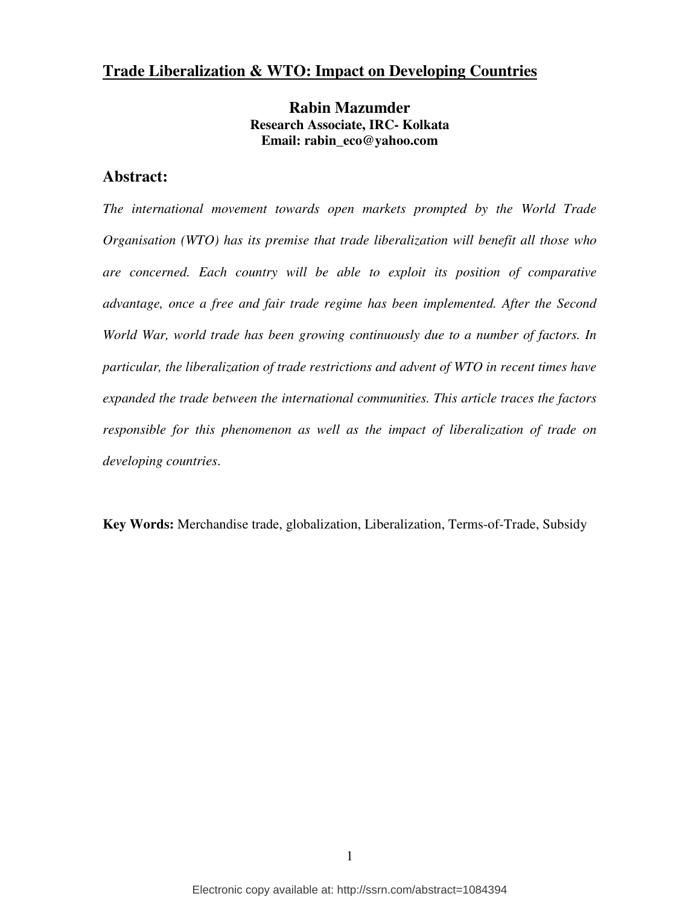# Trade Liberalization & WTO: Impact on Developing Countries

**Rabin Mazumder**
**Research Associate, IRC- Kolkata**
**Email: rabin_eco@yahoo.com**

## Abstract:

*The international movement towards open markets prompted by the World Trade Organisation (WTO) has its premise that trade liberalization will benefit all those who are concerned. Each country will be able to exploit its position of comparative advantage, once a free and fair trade regime has been implemented. After the Second World War, world trade has been growing continuously due to a number of factors. In particular, the liberalization of trade restrictions and advent of WTO in recent times have expanded the trade between the international communities. This article traces the factors responsible for this phenomenon as well as the impact of liberalization of trade on developing countries.*

**Key Words:** Merchandise trade, globalization, Liberalization, Terms-of-Trade, Subsidy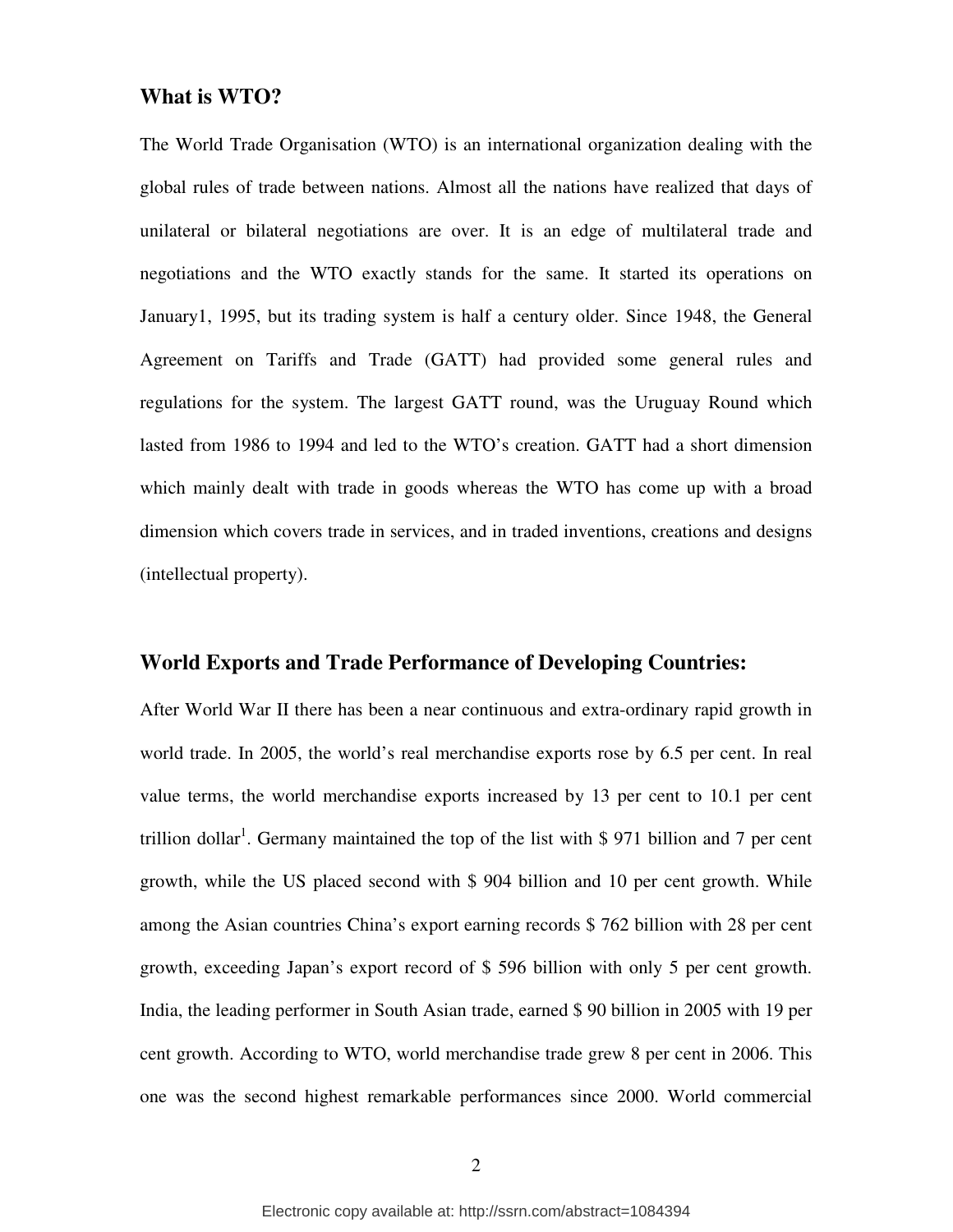## What is WTO?

The World Trade Organisation (WTO) is an international organization dealing with the global rules of trade between nations. Almost all the nations have realized that days of unilateral or bilateral negotiations are over. It is an edge of multilateral trade and negotiations and the WTO exactly stands for the same. It started its operations on January1, 1995, but its trading system is half a century older. Since 1948, the General Agreement on Tariffs and Trade (GATT) had provided some general rules and regulations for the system. The largest GATT round, was the Uruguay Round which lasted from 1986 to 1994 and led to the WTO's creation. GATT had a short dimension which mainly dealt with trade in goods whereas the WTO has come up with a broad dimension which covers trade in services, and in traded inventions, creations and designs (intellectual property).

## World Exports and Trade Performance of Developing Countries:

After World War II there has been a near continuous and extra-ordinary rapid growth in world trade. In 2005, the world's real merchandise exports rose by 6.5 per cent. In real value terms, the world merchandise exports increased by 13 per cent to 10.1 per cent trillion dollar[1]. Germany maintained the top of the list with $ 971 billion and 7 per cent growth, while the US placed second with $ 904 billion and 10 per cent growth. While among the Asian countries China's export earning records $ 762 billion with 28 per cent growth, exceeding Japan's export record of $ 596 billion with only 5 per cent growth. India, the leading performer in South Asian trade, earned $ 90 billion in 2005 with 19 per cent growth. According to WTO, world merchandise trade grew 8 per cent in 2006. This one was the second highest remarkable performances since 2000. World commercial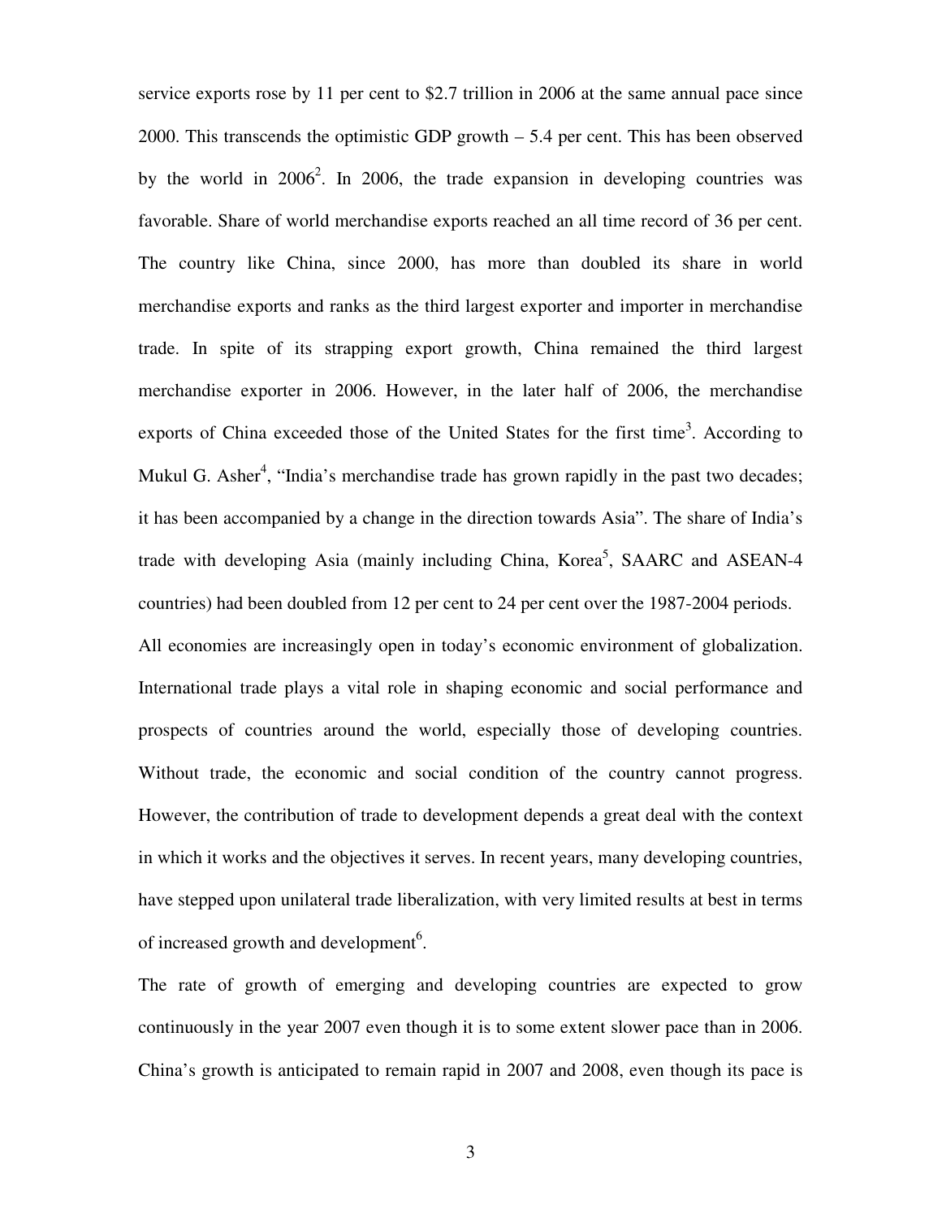service exports rose by 11 per cent to $2.7 trillion in 2006 at the same annual pace since 2000. This transcends the optimistic GDP growth – 5.4 per cent. This has been observed by the world in 2006[2]. In 2006, the trade expansion in developing countries was favorable. Share of world merchandise exports reached an all time record of 36 per cent. The country like China, since 2000, has more than doubled its share in world merchandise exports and ranks as the third largest exporter and importer in merchandise trade. In spite of its strapping export growth, China remained the third largest merchandise exporter in 2006. However, in the later half of 2006, the merchandise exports of China exceeded those of the United States for the first time[3]. According to Mukul G. Asher[4], "India's merchandise trade has grown rapidly in the past two decades; it has been accompanied by a change in the direction towards Asia". The share of India's trade with developing Asia (mainly including China, Korea[5], SAARC and ASEAN-4 countries) had been doubled from 12 per cent to 24 per cent over the 1987-2004 periods.

All economies are increasingly open in today's economic environment of globalization. International trade plays a vital role in shaping economic and social performance and prospects of countries around the world, especially those of developing countries. Without trade, the economic and social condition of the country cannot progress. However, the contribution of trade to development depends a great deal with the context in which it works and the objectives it serves. In recent years, many developing countries, have stepped upon unilateral trade liberalization, with very limited results at best in terms of increased growth and development[6].

The rate of growth of emerging and developing countries are expected to grow continuously in the year 2007 even though it is to some extent slower pace than in 2006. China's growth is anticipated to remain rapid in 2007 and 2008, even though its pace is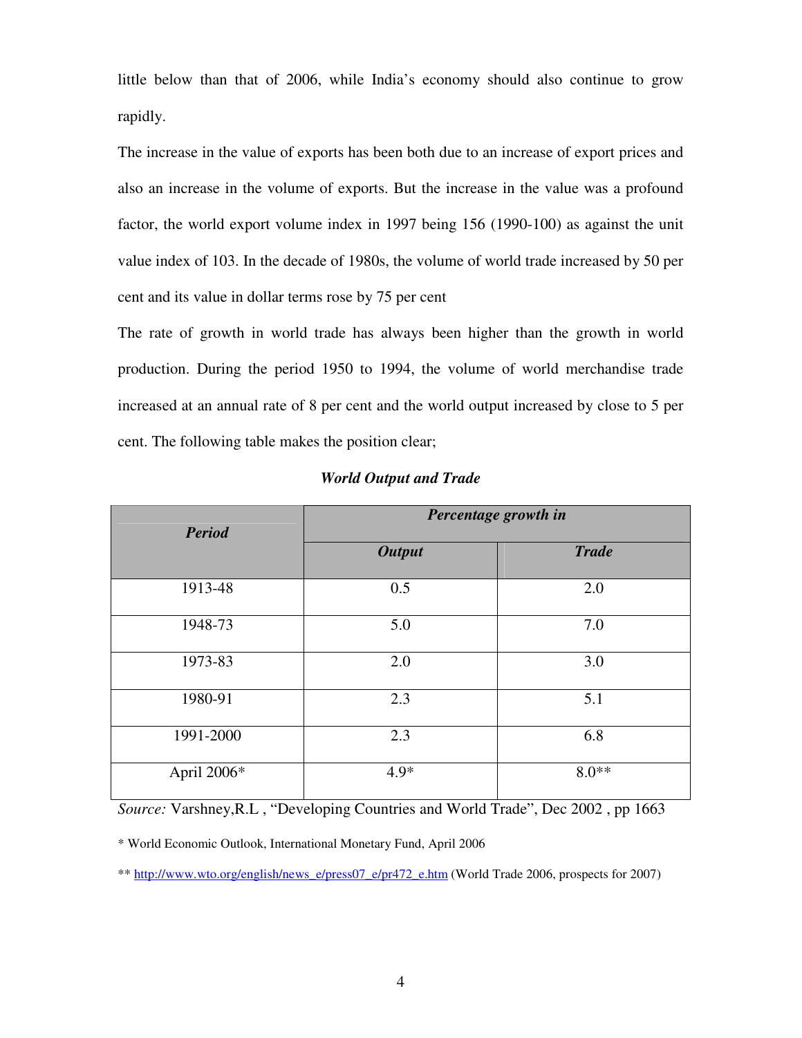little below than that of 2006, while India's economy should also continue to grow rapidly.

The increase in the value of exports has been both due to an increase of export prices and also an increase in the volume of exports. But the increase in the value was a profound factor, the world export volume index in 1997 being 156 (1990-100) as against the unit value index of 103. In the decade of 1980s, the volume of world trade increased by 50 per cent and its value in dollar terms rose by 75 per cent

The rate of growth in world trade has always been higher than the growth in world production. During the period 1950 to 1994, the volume of world merchandise trade increased at an annual rate of 8 per cent and the world output increased by close to 5 per cent. The following table makes the position clear;

***World Output and Trade***

| ***Period*** | ***Percentage growth in*** | |
|---|---|---|
| | ***Output*** | ***Trade*** |
| 1913-48 | 0.5 | 2.0 |
| 1948-73 | 5.0 | 7.0 |
| 1973-83 | 2.0 | 3.0 |
| 1980-91 | 2.3 | 5.1 |
| 1991-2000 | 2.3 | 6.8 |
| April 2006* | 4.9* | 8.0** |

*Source:* Varshney,R.L , "Developing Countries and World Trade", Dec 2002 , pp 1663

* World Economic Outlook, International Monetary Fund, April 2006

** http://www.wto.org/english/news_e/press07_e/pr472_e.htm (World Trade 2006, prospects for 2007)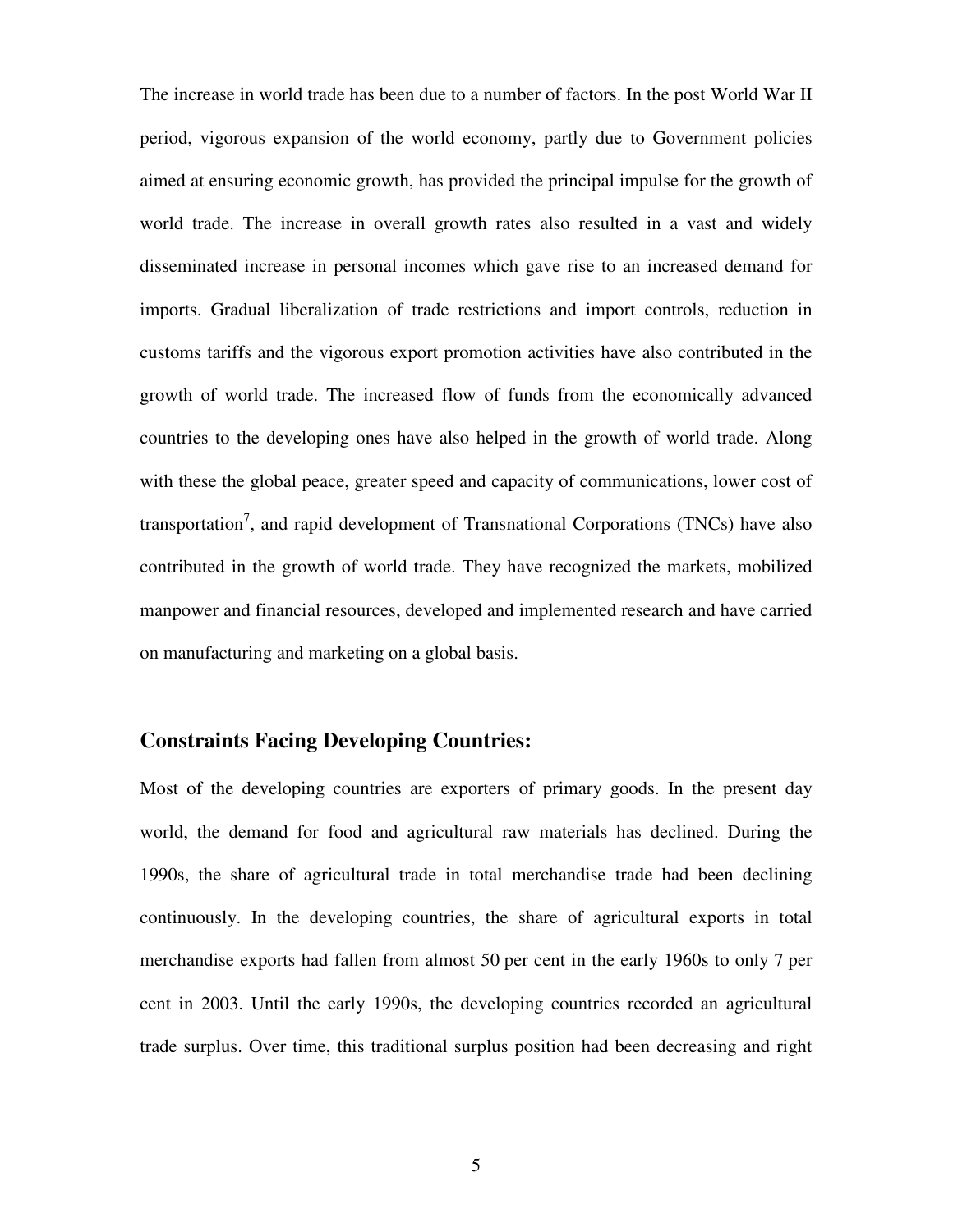The increase in world trade has been due to a number of factors. In the post World War II period, vigorous expansion of the world economy, partly due to Government policies aimed at ensuring economic growth, has provided the principal impulse for the growth of world trade. The increase in overall growth rates also resulted in a vast and widely disseminated increase in personal incomes which gave rise to an increased demand for imports. Gradual liberalization of trade restrictions and import controls, reduction in customs tariffs and the vigorous export promotion activities have also contributed in the growth of world trade. The increased flow of funds from the economically advanced countries to the developing ones have also helped in the growth of world trade. Along with these the global peace, greater speed and capacity of communications, lower cost of transportation[7], and rapid development of Transnational Corporations (TNCs) have also contributed in the growth of world trade. They have recognized the markets, mobilized manpower and financial resources, developed and implemented research and have carried on manufacturing and marketing on a global basis.

## Constraints Facing Developing Countries:

Most of the developing countries are exporters of primary goods. In the present day world, the demand for food and agricultural raw materials has declined. During the 1990s, the share of agricultural trade in total merchandise trade had been declining continuously. In the developing countries, the share of agricultural exports in total merchandise exports had fallen from almost 50 per cent in the early 1960s to only 7 per cent in 2003. Until the early 1990s, the developing countries recorded an agricultural trade surplus. Over time, this traditional surplus position had been decreasing and right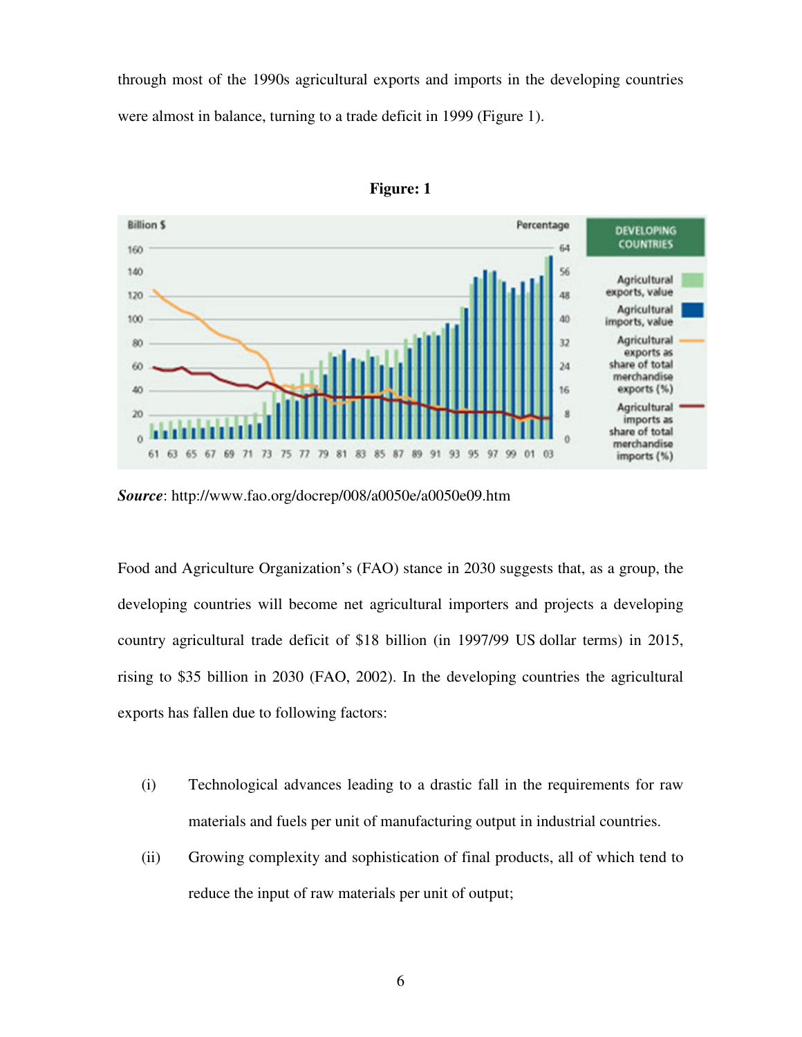through most of the 1990s agricultural exports and imports in the developing countries were almost in balance, turning to a trade deficit in 1999 (Figure 1).

**Figure: 1**

***Source***: http://www.fao.org/docrep/008/a0050e/a0050e09.htm

Food and Agriculture Organization's (FAO) stance in 2030 suggests that, as a group, the developing countries will become net agricultural importers and projects a developing country agricultural trade deficit of $18 billion (in 1997/99 US dollar terms) in 2015, rising to $35 billion in 2030 (FAO, 2002). In the developing countries the agricultural exports has fallen due to following factors:

(i) Technological advances leading to a drastic fall in the requirements for raw materials and fuels per unit of manufacturing output in industrial countries.

(ii) Growing complexity and sophistication of final products, all of which tend to reduce the input of raw materials per unit of output;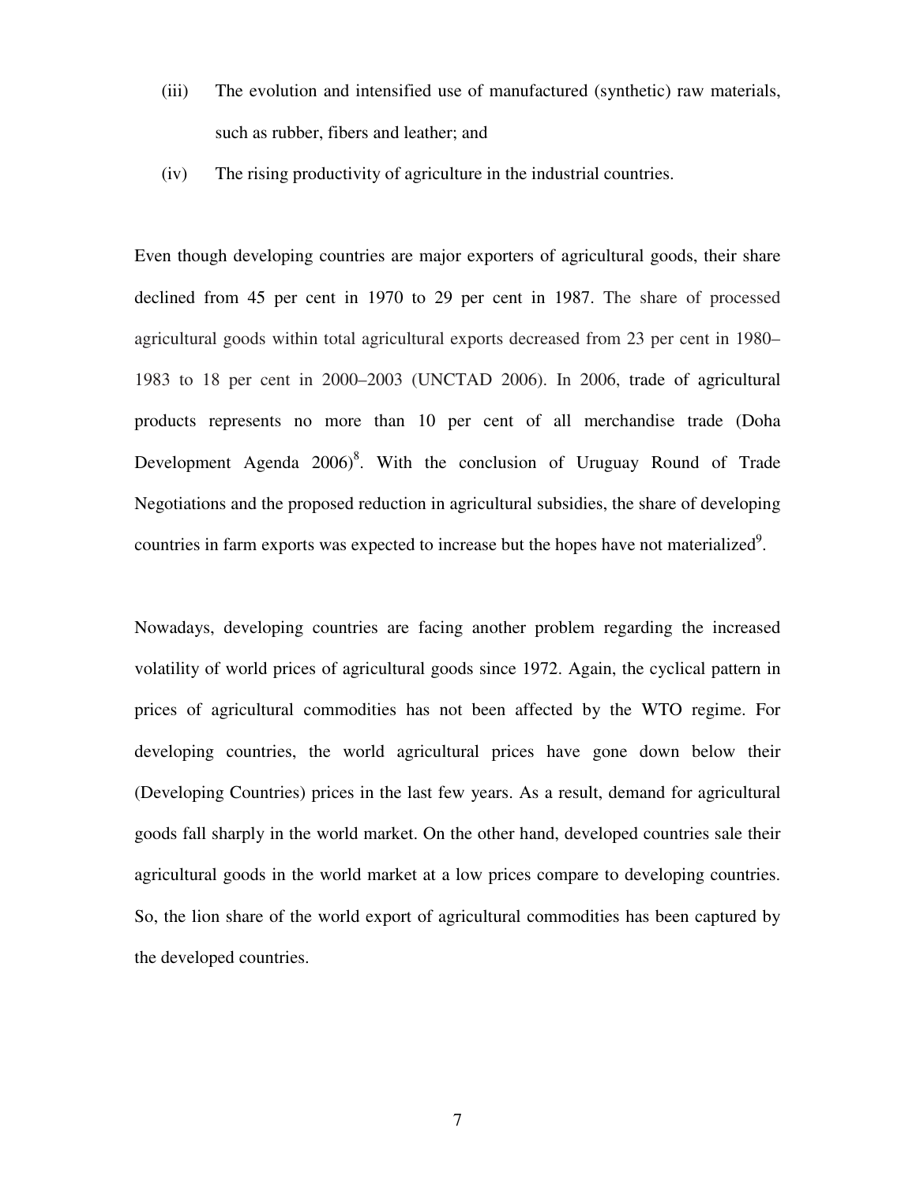(iii) The evolution and intensified use of manufactured (synthetic) raw materials, such as rubber, fibers and leather; and

(iv) The rising productivity of agriculture in the industrial countries.

Even though developing countries are major exporters of agricultural goods, their share declined from 45 per cent in 1970 to 29 per cent in 1987. The share of processed agricultural goods within total agricultural exports decreased from 23 per cent in 1980–1983 to 18 per cent in 2000–2003 (UNCTAD 2006). In 2006, trade of agricultural products represents no more than 10 per cent of all merchandise trade (Doha Development Agenda 2006)[8]. With the conclusion of Uruguay Round of Trade Negotiations and the proposed reduction in agricultural subsidies, the share of developing countries in farm exports was expected to increase but the hopes have not materialized[9].

Nowadays, developing countries are facing another problem regarding the increased volatility of world prices of agricultural goods since 1972. Again, the cyclical pattern in prices of agricultural commodities has not been affected by the WTO regime. For developing countries, the world agricultural prices have gone down below their (Developing Countries) prices in the last few years. As a result, demand for agricultural goods fall sharply in the world market. On the other hand, developed countries sale their agricultural goods in the world market at a low prices compare to developing countries. So, the lion share of the world export of agricultural commodities has been captured by the developed countries.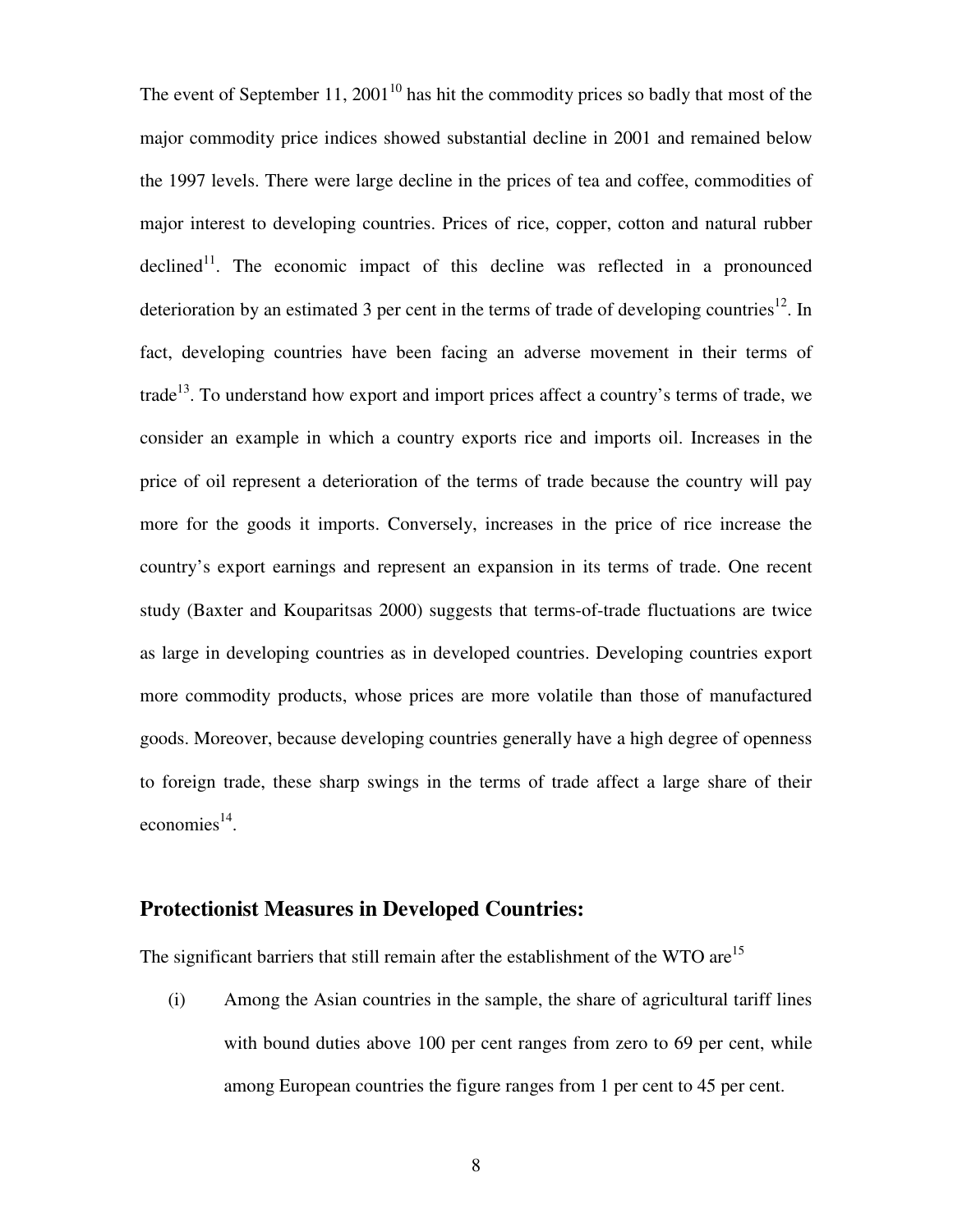The event of September 11, 2001[10] has hit the commodity prices so badly that most of the major commodity price indices showed substantial decline in 2001 and remained below the 1997 levels. There were large decline in the prices of tea and coffee, commodities of major interest to developing countries. Prices of rice, copper, cotton and natural rubber declined[11]. The economic impact of this decline was reflected in a pronounced deterioration by an estimated 3 per cent in the terms of trade of developing countries[12]. In fact, developing countries have been facing an adverse movement in their terms of trade[13]. To understand how export and import prices affect a country's terms of trade, we consider an example in which a country exports rice and imports oil. Increases in the price of oil represent a deterioration of the terms of trade because the country will pay more for the goods it imports. Conversely, increases in the price of rice increase the country's export earnings and represent an expansion in its terms of trade. One recent study (Baxter and Kouparitsas 2000) suggests that terms-of-trade fluctuations are twice as large in developing countries as in developed countries. Developing countries export more commodity products, whose prices are more volatile than those of manufactured goods. Moreover, because developing countries generally have a high degree of openness to foreign trade, these sharp swings in the terms of trade affect a large share of their economies[14].

## Protectionist Measures in Developed Countries:

The significant barriers that still remain after the establishment of the WTO are[15]

(i) Among the Asian countries in the sample, the share of agricultural tariff lines with bound duties above 100 per cent ranges from zero to 69 per cent, while among European countries the figure ranges from 1 per cent to 45 per cent.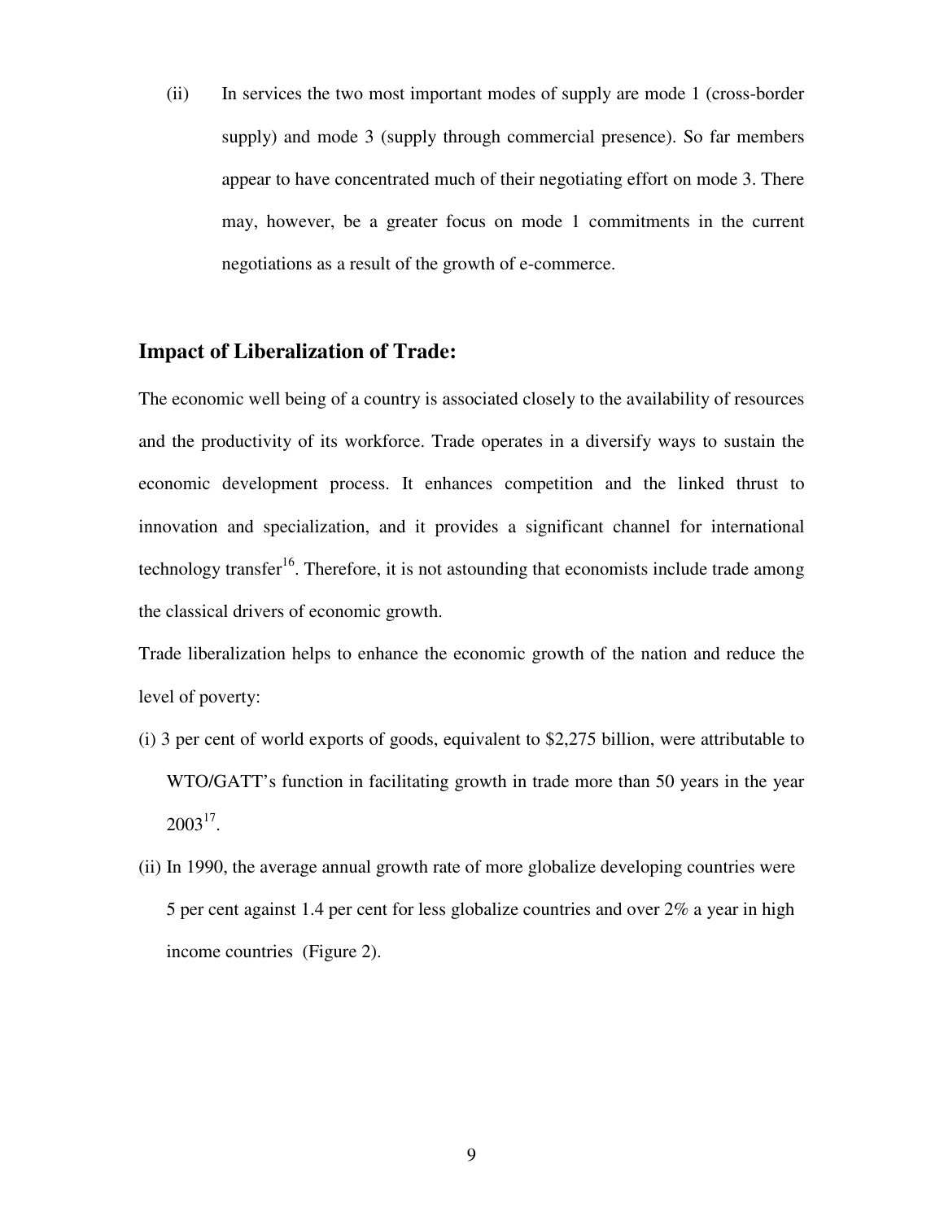(ii) In services the two most important modes of supply are mode 1 (cross-border supply) and mode 3 (supply through commercial presence). So far members appear to have concentrated much of their negotiating effort on mode 3. There may, however, be a greater focus on mode 1 commitments in the current negotiations as a result of the growth of e-commerce.

## Impact of Liberalization of Trade:

The economic well being of a country is associated closely to the availability of resources and the productivity of its workforce. Trade operates in a diversify ways to sustain the economic development process. It enhances competition and the linked thrust to innovation and specialization, and it provides a significant channel for international technology transfer[16]. Therefore, it is not astounding that economists include trade among the classical drivers of economic growth.

Trade liberalization helps to enhance the economic growth of the nation and reduce the level of poverty:

(i) 3 per cent of world exports of goods, equivalent to $2,275 billion, were attributable to WTO/GATT's function in facilitating growth in trade more than 50 years in the year 2003[17].

(ii) In 1990, the average annual growth rate of more globalize developing countries were 5 per cent against 1.4 per cent for less globalize countries and over 2% a year in high income countries (Figure 2).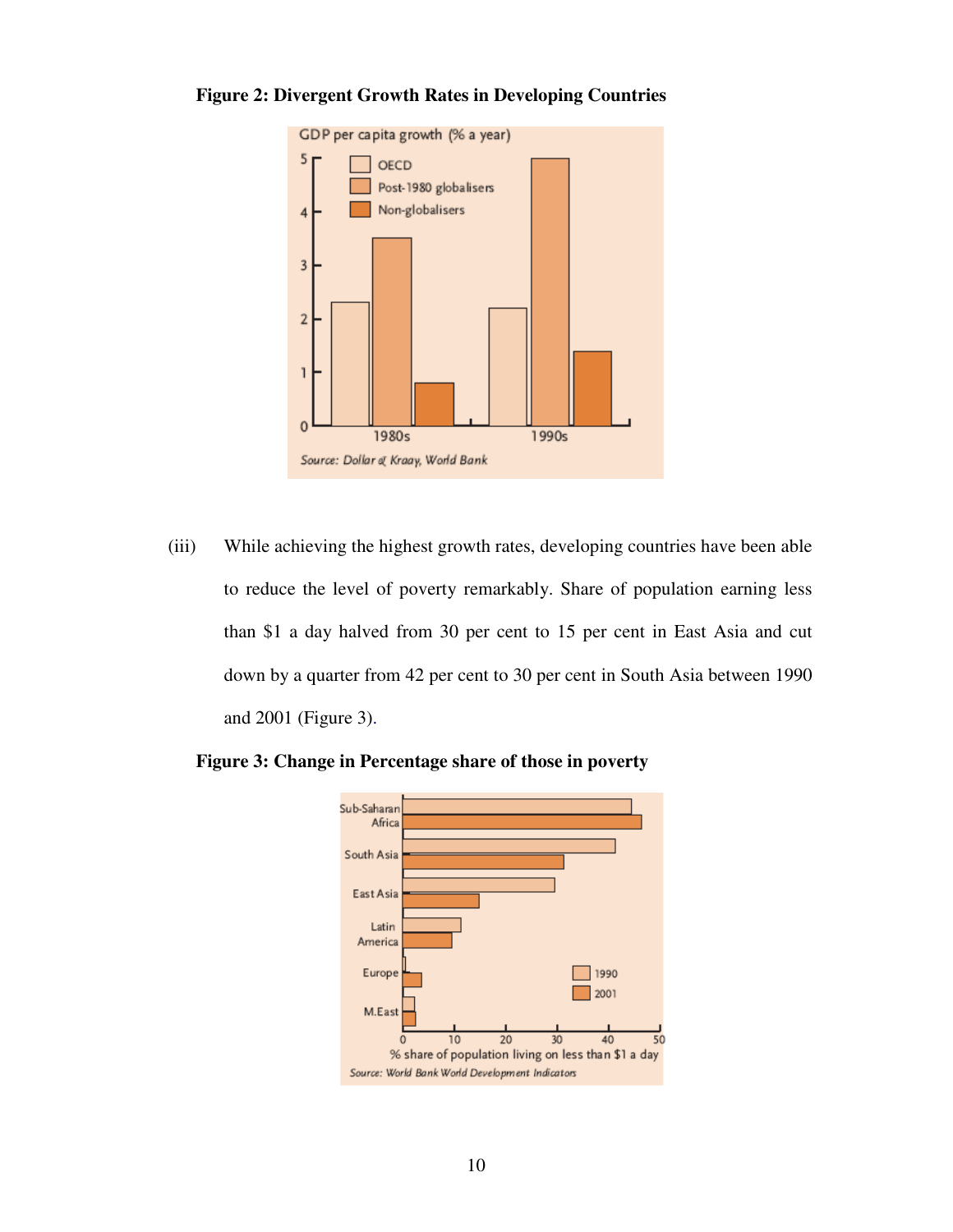**Figure 2: Divergent Growth Rates in Developing Countries**

(iii) While achieving the highest growth rates, developing countries have been able to reduce the level of poverty remarkably. Share of population earning less than \$1 a day halved from 30 per cent to 15 per cent in East Asia and cut down by a quarter from 42 per cent to 30 per cent in South Asia between 1990 and 2001 (Figure 3).

**Figure 3: Change in Percentage share of those in poverty**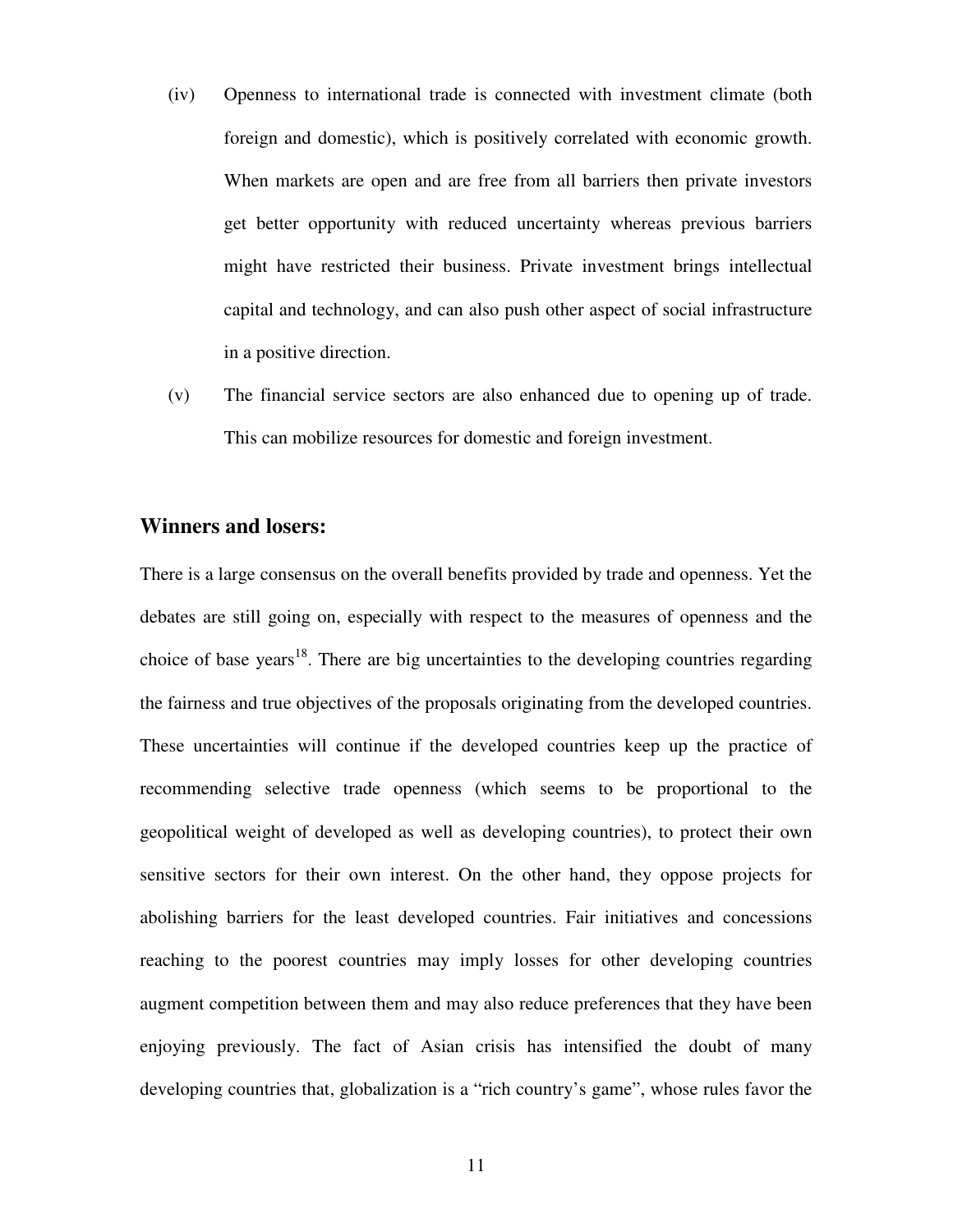(iv) Openness to international trade is connected with investment climate (both foreign and domestic), which is positively correlated with economic growth. When markets are open and are free from all barriers then private investors get better opportunity with reduced uncertainty whereas previous barriers might have restricted their business. Private investment brings intellectual capital and technology, and can also push other aspect of social infrastructure in a positive direction.

(v) The financial service sectors are also enhanced due to opening up of trade. This can mobilize resources for domestic and foreign investment.

## Winners and losers:

There is a large consensus on the overall benefits provided by trade and openness. Yet the debates are still going on, especially with respect to the measures of openness and the choice of base years[18]. There are big uncertainties to the developing countries regarding the fairness and true objectives of the proposals originating from the developed countries. These uncertainties will continue if the developed countries keep up the practice of recommending selective trade openness (which seems to be proportional to the geopolitical weight of developed as well as developing countries), to protect their own sensitive sectors for their own interest. On the other hand, they oppose projects for abolishing barriers for the least developed countries. Fair initiatives and concessions reaching to the poorest countries may imply losses for other developing countries augment competition between them and may also reduce preferences that they have been enjoying previously. The fact of Asian crisis has intensified the doubt of many developing countries that, globalization is a "rich country's game", whose rules favor the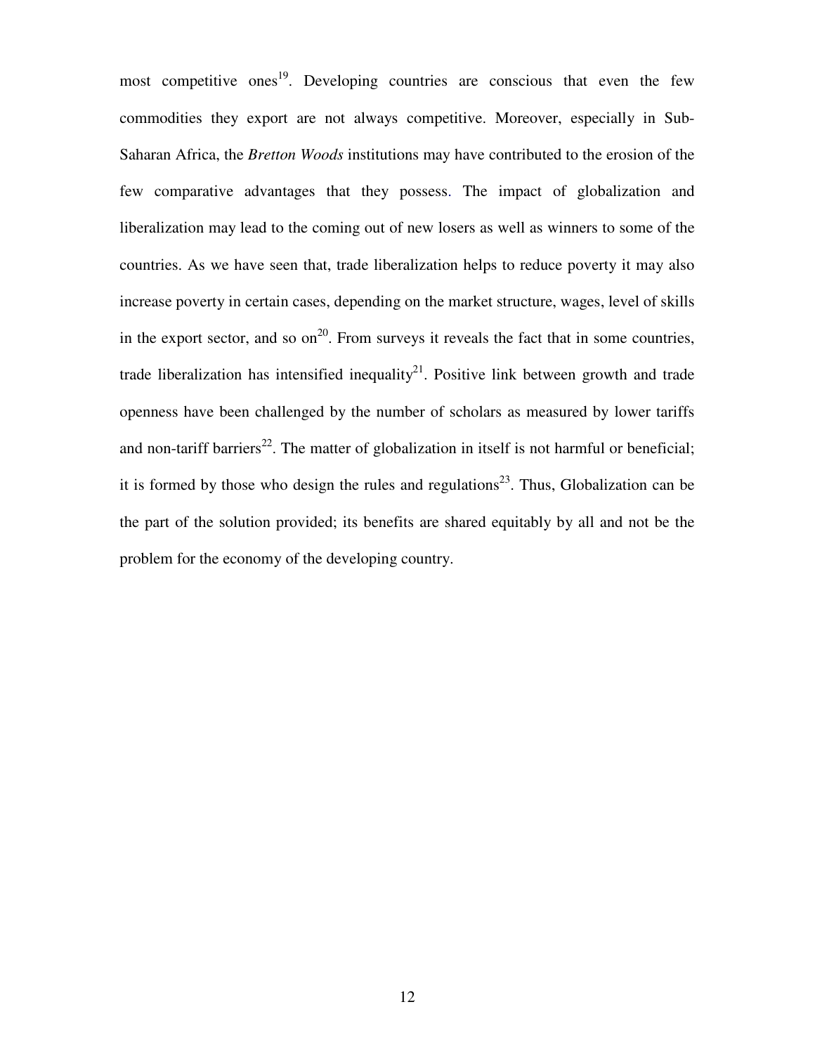most competitive ones[19]. Developing countries are conscious that even the few commodities they export are not always competitive. Moreover, especially in Sub-Saharan Africa, the *Bretton Woods* institutions may have contributed to the erosion of the few comparative advantages that they possess. The impact of globalization and liberalization may lead to the coming out of new losers as well as winners to some of the countries. As we have seen that, trade liberalization helps to reduce poverty it may also increase poverty in certain cases, depending on the market structure, wages, level of skills in the export sector, and so on[20]. From surveys it reveals the fact that in some countries, trade liberalization has intensified inequality[21]. Positive link between growth and trade openness have been challenged by the number of scholars as measured by lower tariffs and non-tariff barriers[22]. The matter of globalization in itself is not harmful or beneficial; it is formed by those who design the rules and regulations[23]. Thus, Globalization can be the part of the solution provided; its benefits are shared equitably by all and not be the problem for the economy of the developing country.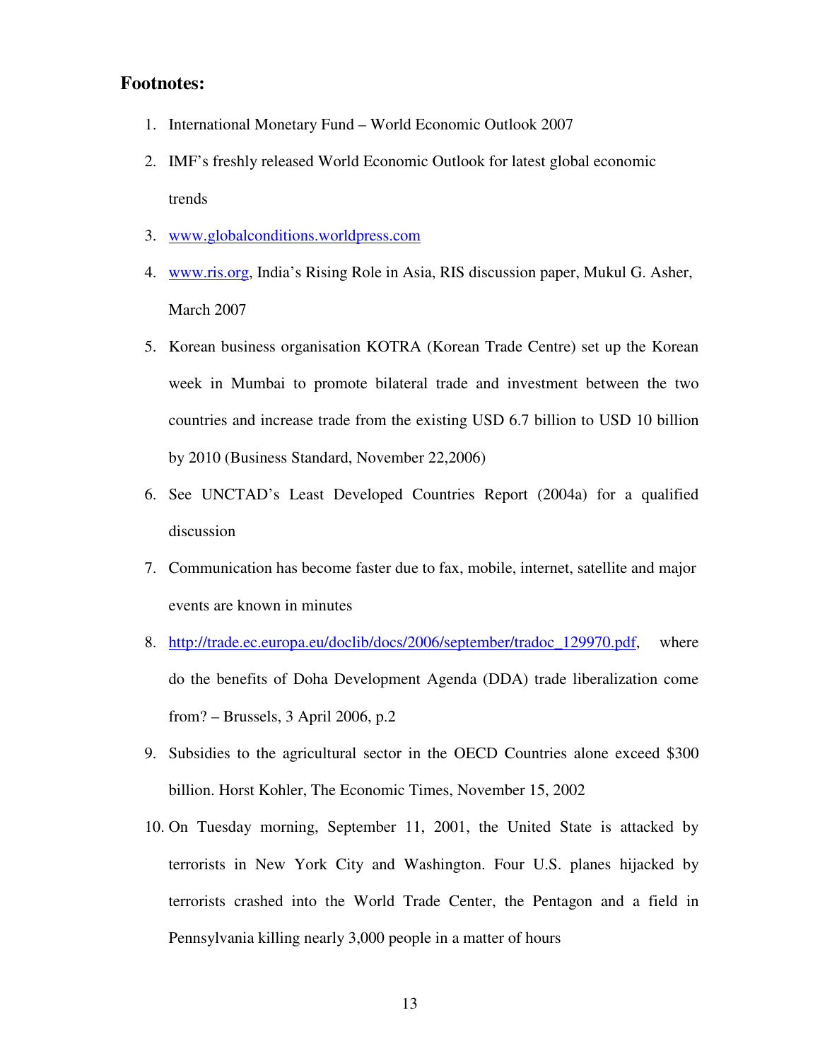## Footnotes:

1. International Monetary Fund – World Economic Outlook 2007
2. IMF's freshly released World Economic Outlook for latest global economic trends
3. www.globalconditions.worldpress.com
4. www.ris.org, India's Rising Role in Asia, RIS discussion paper, Mukul G. Asher, March 2007
5. Korean business organisation KOTRA (Korean Trade Centre) set up the Korean week in Mumbai to promote bilateral trade and investment between the two countries and increase trade from the existing USD 6.7 billion to USD 10 billion by 2010 (Business Standard, November 22,2006)
6. See UNCTAD's Least Developed Countries Report (2004a) for a qualified discussion
7. Communication has become faster due to fax, mobile, internet, satellite and major events are known in minutes
8. http://trade.ec.europa.eu/doclib/docs/2006/september/tradoc_129970.pdf, where do the benefits of Doha Development Agenda (DDA) trade liberalization come from? – Brussels, 3 April 2006, p.2
9. Subsidies to the agricultural sector in the OECD Countries alone exceed $300 billion. Horst Kohler, The Economic Times, November 15, 2002
10. On Tuesday morning, September 11, 2001, the United State is attacked by terrorists in New York City and Washington. Four U.S. planes hijacked by terrorists crashed into the World Trade Center, the Pentagon and a field in Pennsylvania killing nearly 3,000 people in a matter of hours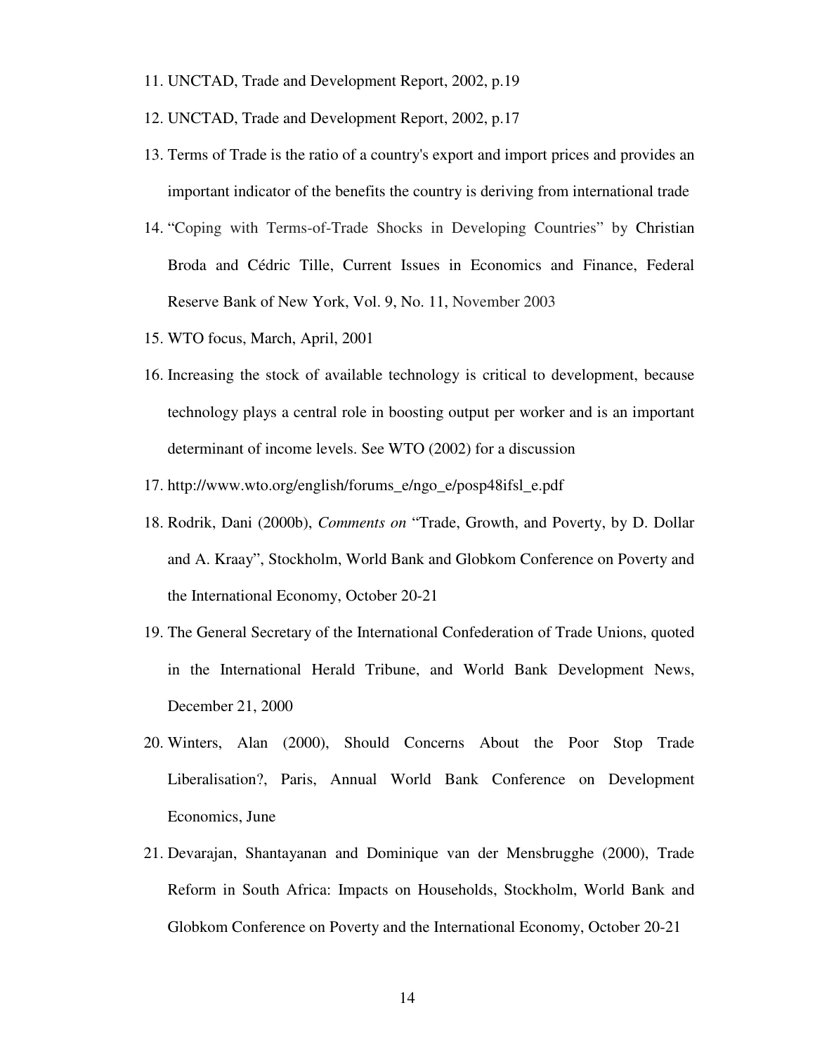11. UNCTAD, Trade and Development Report, 2002, p.19
12. UNCTAD, Trade and Development Report, 2002, p.17
13. Terms of Trade is the ratio of a country's export and import prices and provides an important indicator of the benefits the country is deriving from international trade
14. "Coping with Terms-of-Trade Shocks in Developing Countries" by Christian Broda and Cédric Tille, Current Issues in Economics and Finance, Federal Reserve Bank of New York, Vol. 9, No. 11, November 2003
15. WTO focus, March, April, 2001
16. Increasing the stock of available technology is critical to development, because technology plays a central role in boosting output per worker and is an important determinant of income levels. See WTO (2002) for a discussion
17. http://www.wto.org/english/forums_e/ngo_e/posp48ifsl_e.pdf
18. Rodrik, Dani (2000b), *Comments on* "Trade, Growth, and Poverty, by D. Dollar and A. Kraay", Stockholm, World Bank and Globkom Conference on Poverty and the International Economy, October 20-21
19. The General Secretary of the International Confederation of Trade Unions, quoted in the International Herald Tribune, and World Bank Development News, December 21, 2000
20. Winters, Alan (2000), Should Concerns About the Poor Stop Trade Liberalisation?, Paris, Annual World Bank Conference on Development Economics, June
21. Devarajan, Shantayanan and Dominique van der Mensbrugghe (2000), Trade Reform in South Africa: Impacts on Households, Stockholm, World Bank and Globkom Conference on Poverty and the International Economy, October 20-21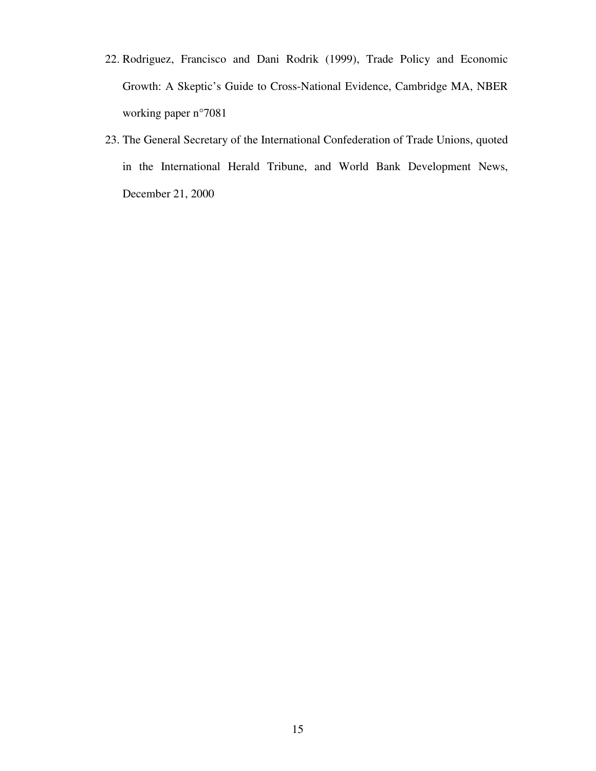22. Rodriguez, Francisco and Dani Rodrik (1999), Trade Policy and Economic Growth: A Skeptic's Guide to Cross-National Evidence, Cambridge MA, NBER working paper n°7081
23. The General Secretary of the International Confederation of Trade Unions, quoted in the International Herald Tribune, and World Bank Development News, December 21, 2000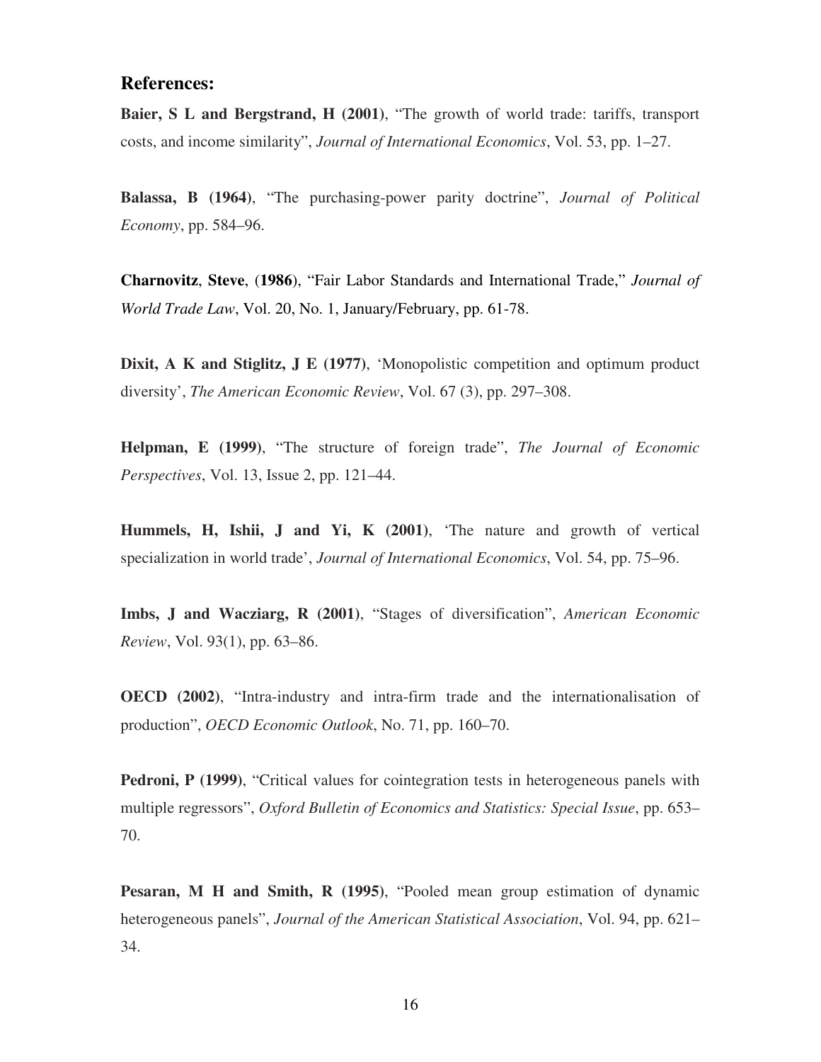## References:

**Baier, S L and Bergstrand, H (2001)**, “The growth of world trade: tariffs, transport costs, and income similarity”, *Journal of International Economics*, Vol. 53, pp. 1–27.

**Balassa, B (1964)**, “The purchasing-power parity doctrine”, *Journal of Political Economy*, pp. 584–96.

**Charnovitz**, **Steve**, (**1986**), “Fair Labor Standards and International Trade,” *Journal of World Trade Law*, Vol. 20, No. 1, January/February, pp. 61-78.

**Dixit, A K and Stiglitz, J E (1977)**, ‘Monopolistic competition and optimum product diversity’, *The American Economic Review*, Vol. 67 (3), pp. 297–308.

**Helpman, E (1999)**, “The structure of foreign trade”, *The Journal of Economic Perspectives*, Vol. 13, Issue 2, pp. 121–44.

**Hummels, H, Ishii, J and Yi, K (2001)**, ‘The nature and growth of vertical specialization in world trade’, *Journal of International Economics*, Vol. 54, pp. 75–96.

**Imbs, J and Wacziarg, R (2001)**, “Stages of diversification”, *American Economic Review*, Vol. 93(1), pp. 63–86.

**OECD (2002)**, “Intra-industry and intra-firm trade and the internationalisation of production”, *OECD Economic Outlook*, No. 71, pp. 160–70.

**Pedroni, P (1999)**, “Critical values for cointegration tests in heterogeneous panels with multiple regressors”, *Oxford Bulletin of Economics and Statistics: Special Issue*, pp. 653–70.

**Pesaran, M H and Smith, R (1995)**, “Pooled mean group estimation of dynamic heterogeneous panels”, *Journal of the American Statistical Association*, Vol. 94, pp. 621–34.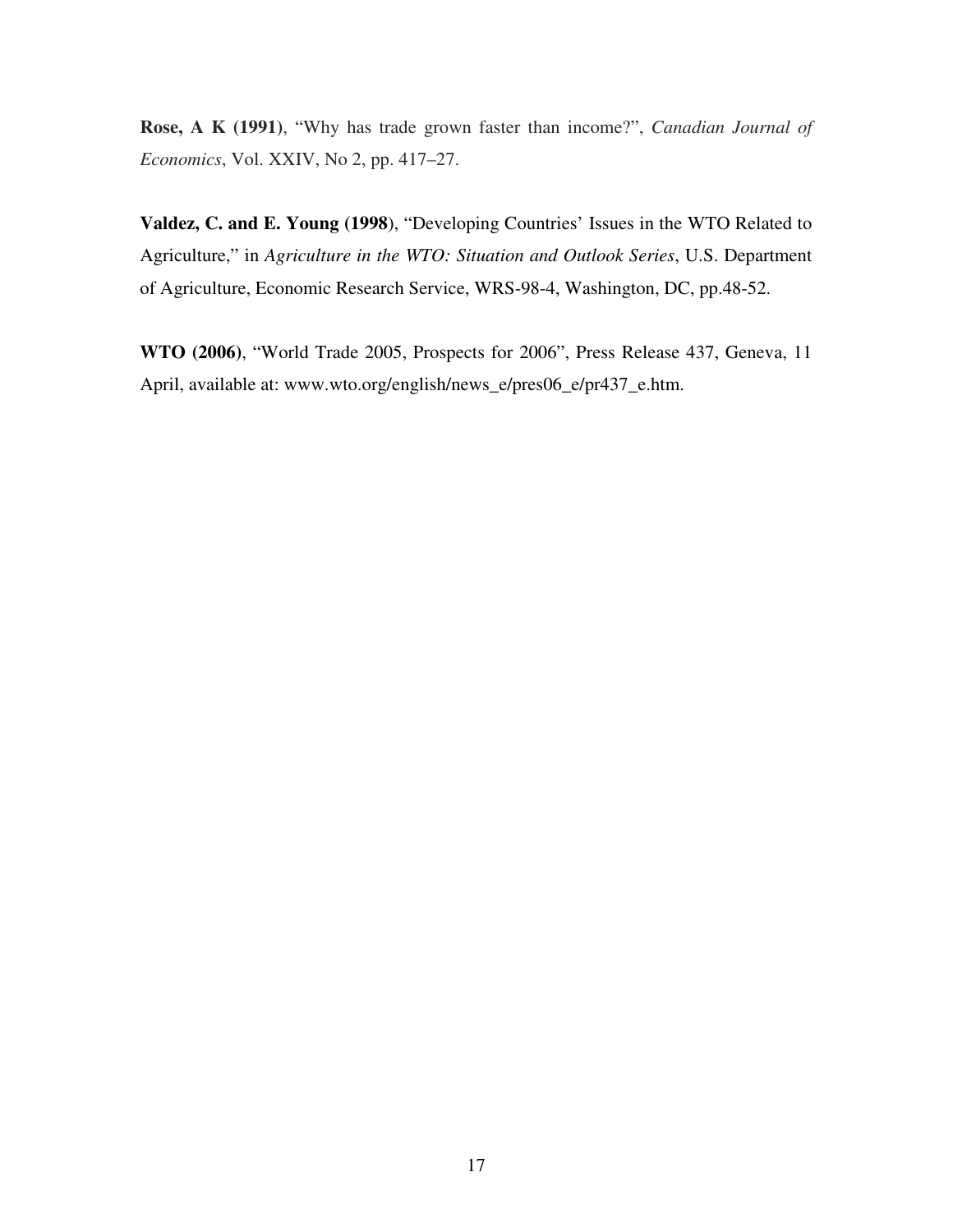**Rose, A K (1991)**, "Why has trade grown faster than income?", *Canadian Journal of Economics*, Vol. XXIV, No 2, pp. 417–27.

**Valdez, C. and E. Young (1998)**, "Developing Countries' Issues in the WTO Related to Agriculture," in *Agriculture in the WTO: Situation and Outlook Series*, U.S. Department of Agriculture, Economic Research Service, WRS-98-4, Washington, DC, pp.48-52.

**WTO (2006)**, "World Trade 2005, Prospects for 2006", Press Release 437, Geneva, 11 April, available at: www.wto.org/english/news_e/pres06_e/pr437_e.htm.